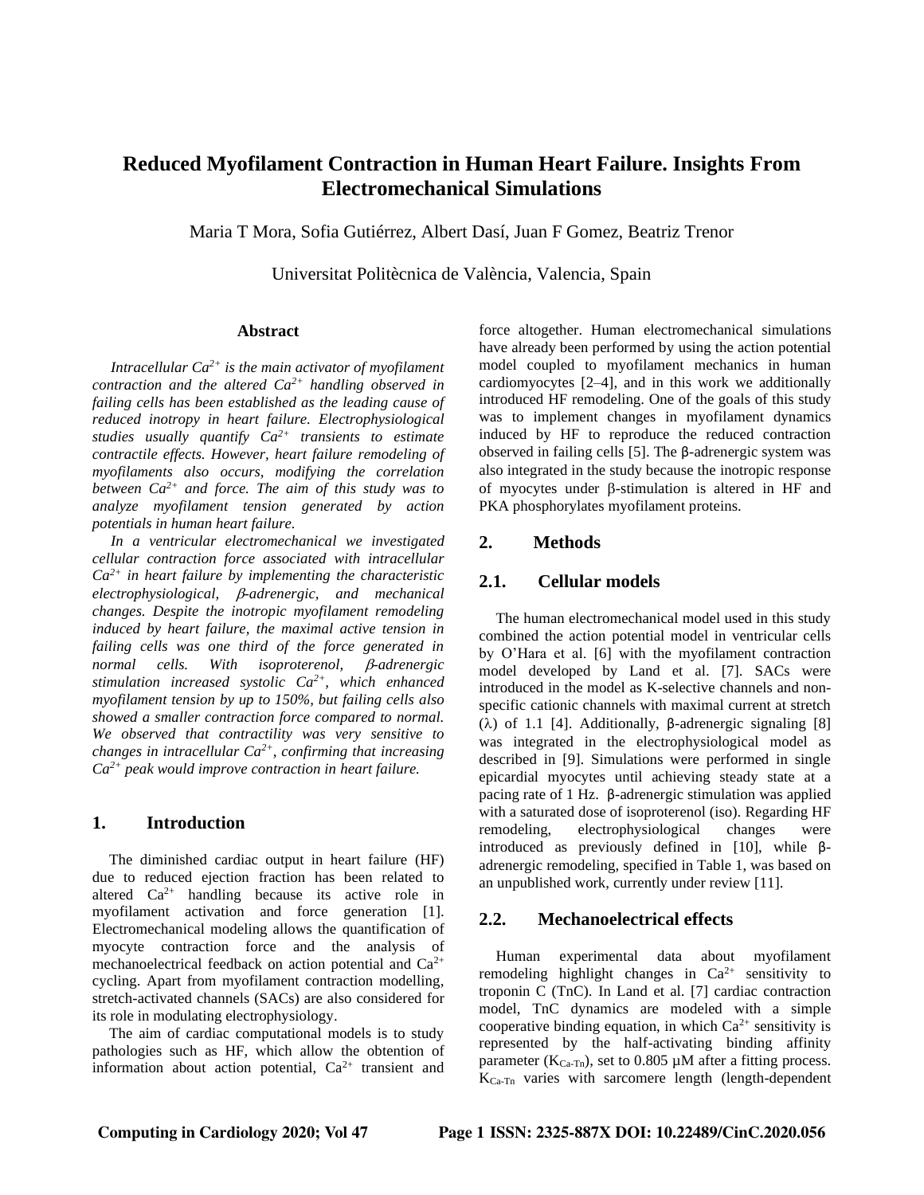# Reduced Myofilament Contraction in Human Heart Failure. Insights From Electromechanical Simulations

Maria T Mora, Sofia Gutiérrez, Albert Dasí, Juan F Gomez, Beatriz Trenor

Universitat Politècnica de València, Valencia, Spain

## Abstract

*Intracellular $Ca^{2+}$ is the main activator of myofilament contraction and the altered $Ca^{2+}$ handling observed in failing cells has been established as the leading cause of reduced inotropy in heart failure. Electrophysiological studies usually quantify $Ca^{2+}$ transients to estimate contractile effects. However, heart failure remodeling of myofilaments also occurs, modifying the correlation between $Ca^{2+}$ and force. The aim of this study was to analyze myofilament tension generated by action potentials in human heart failure.*

*In a ventricular electromechanical we investigated cellular contraction force associated with intracellular $Ca^{2+}$ in heart failure by implementing the characteristic electrophysiological, β-adrenergic, and mechanical changes. Despite the inotropic myofilament remodeling induced by heart failure, the maximal active tension in failing cells was one third of the force generated in normal cells. With isoproterenol, β-adrenergic stimulation increased systolic $Ca^{2+}$, which enhanced myofilament tension by up to 150%, but failing cells also showed a smaller contraction force compared to normal. We observed that contractility was very sensitive to changes in intracellular $Ca^{2+}$, confirming that increasing $Ca^{2+}$ peak would improve contraction in heart failure.*

## 1. Introduction

The diminished cardiac output in heart failure (HF) due to reduced ejection fraction has been related to altered $Ca^{2+}$ handling because its active role in myofilament activation and force generation [1]. Electromechanical modeling allows the quantification of myocyte contraction force and the analysis of mechanoelectrical feedback on action potential and $Ca^{2+}$ cycling. Apart from myofilament contraction modelling, stretch-activated channels (SACs) are also considered for its role in modulating electrophysiology.

The aim of cardiac computational models is to study pathologies such as HF, which allow the obtention of information about action potential, $Ca^{2+}$ transient and force altogether. Human electromechanical simulations have already been performed by using the action potential model coupled to myofilament mechanics in human cardiomyocytes [2–4], and in this work we additionally introduced HF remodeling. One of the goals of this study was to implement changes in myofilament dynamics induced by HF to reproduce the reduced contraction observed in failing cells [5]. The β-adrenergic system was also integrated in the study because the inotropic response of myocytes under β-stimulation is altered in HF and PKA phosphorylates myofilament proteins.

## 2. Methods

### 2.1. Cellular models

The human electromechanical model used in this study combined the action potential model in ventricular cells by O'Hara et al. [6] with the myofilament contraction model developed by Land et al. [7]. SACs were introduced in the model as K-selective channels and non-specific cationic channels with maximal current at stretch ($\lambda$) of 1.1 [4]. Additionally, β-adrenergic signaling [8] was integrated in the electrophysiological model as described in [9]. Simulations were performed in single epicardial myocytes until achieving steady state at a pacing rate of 1 Hz. β-adrenergic stimulation was applied with a saturated dose of isoproterenol (iso). Regarding HF remodeling, electrophysiological changes were introduced as previously defined in [10], while β-adrenergic remodeling, specified in Table 1, was based on an unpublished work, currently under review [11].

### 2.2. Mechanoelectrical effects

Human experimental data about myofilament remodeling highlight changes in $Ca^{2+}$ sensitivity to troponin C (TnC). In Land et al. [7] cardiac contraction model, TnC dynamics are modeled with a simple cooperative binding equation, in which $Ca^{2+}$ sensitivity is represented by the half-activating binding affinity parameter ($K_{Ca\text{-}Tn}$), set to 0.805 µM after a fitting process. $K_{Ca\text{-}Tn}$ varies with sarcomere length (length-dependent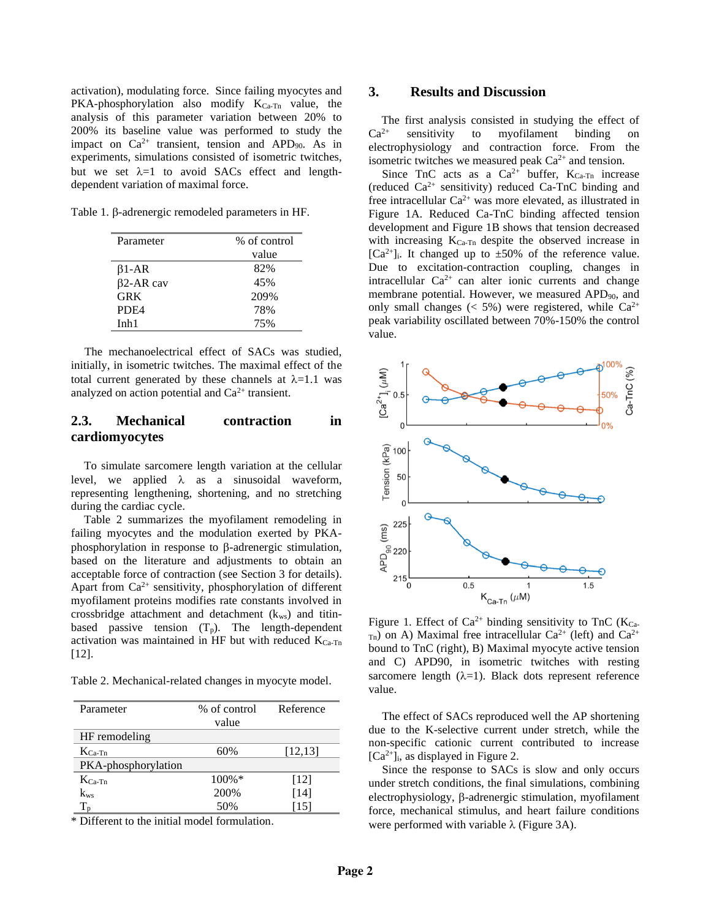activation), modulating force. Since failing myocytes and PKA-phosphorylation also modify $K_{Ca\text{-}Tn}$ value, the analysis of this parameter variation between 20% to 200% its baseline value was performed to study the impact on $Ca^{2+}$ transient, tension and $APD_{90}$. As in experiments, simulations consisted of isometric twitches, but we set λ=1 to avoid SACs effect and length-dependent variation of maximal force.

Table 1. β-adrenergic remodeled parameters in HF.

| Parameter | % of control value |
|---|---|
| β1-AR | 82% |
| β2-AR cav | 45% |
| GRK | 209% |
| PDE4 | 78% |
| Inh1 | 75% |

The mechanoelectrical effect of SACs was studied, initially, in isometric twitches. The maximal effect of the total current generated by these channels at λ=1.1 was analyzed on action potential and $Ca^{2+}$ transient.

## 2.3. Mechanical contraction in cardiomyocytes

To simulate sarcomere length variation at the cellular level, we applied λ as a sinusoidal waveform, representing lengthening, shortening, and no stretching during the cardiac cycle.

Table 2 summarizes the myofilament remodeling in failing myocytes and the modulation exerted by PKA-phosphorylation in response to β-adrenergic stimulation, based on the literature and adjustments to obtain an acceptable force of contraction (see Section 3 for details). Apart from $Ca^{2+}$ sensitivity, phosphorylation of different myofilament proteins modifies rate constants involved in crossbridge attachment and detachment ($k_{ws}$) and titin-based passive tension ($T_p$). The length-dependent activation was maintained in HF but with reduced $K_{Ca\text{-}Tn}$ [12].

Table 2. Mechanical-related changes in myocyte model.

| Parameter | % of control value | Reference |
|---|---|---|
| HF remodeling | | |
| $K_{Ca\text{-}Tn}$ | 60% | [12,13] |
| PKA-phosphorylation | | |
| $K_{Ca\text{-}Tn}$ | 100%* | [12] |
| $k_{ws}$ | 200% | [14] |
| $T_p$ | 50% | [15] |

\* Different to the initial model formulation.

# 3. Results and Discussion

The first analysis consisted in studying the effect of $Ca^{2+}$ sensitivity to myofilament binding on electrophysiology and contraction force. From the isometric twitches we measured peak $Ca^{2+}$ and tension.

Since TnC acts as a $Ca^{2+}$ buffer, $K_{Ca\text{-}Tn}$ increase (reduced $Ca^{2+}$ sensitivity) reduced Ca-TnC binding and free intracellular $Ca^{2+}$ was more elevated, as illustrated in Figure 1A. Reduced Ca-TnC binding affected tension development and Figure 1B shows that tension decreased with increasing $K_{Ca\text{-}Tn}$ despite the observed increase in $[Ca^{2+}]_i$. It changed up to ±50% of the reference value. Due to excitation-contraction coupling, changes in intracellular $Ca^{2+}$ can alter ionic currents and change membrane potential. However, we measured $APD_{90}$, and only small changes (< 5%) were registered, while $Ca^{2+}$ peak variability oscillated between 70%-150% the control value.

Figure 1. Effect of $Ca^{2+}$ binding sensitivity to TnC ($K_{Ca\text{-}Tn}$) on A) Maximal free intracellular $Ca^{2+}$ (left) and $Ca^{2+}$ bound to TnC (right), B) Maximal myocyte active tension and C) APD90, in isometric twitches with resting sarcomere length (λ=1). Black dots represent reference value.

The effect of SACs reproduced well the AP shortening due to the K-selective current under stretch, while the non-specific cationic current contributed to increase $[Ca^{2+}]_i$, as displayed in Figure 2.

Since the response to SACs is slow and only occurs under stretch conditions, the final simulations, combining electrophysiology, β-adrenergic stimulation, myofilament force, mechanical stimulus, and heart failure conditions were performed with variable λ (Figure 3A).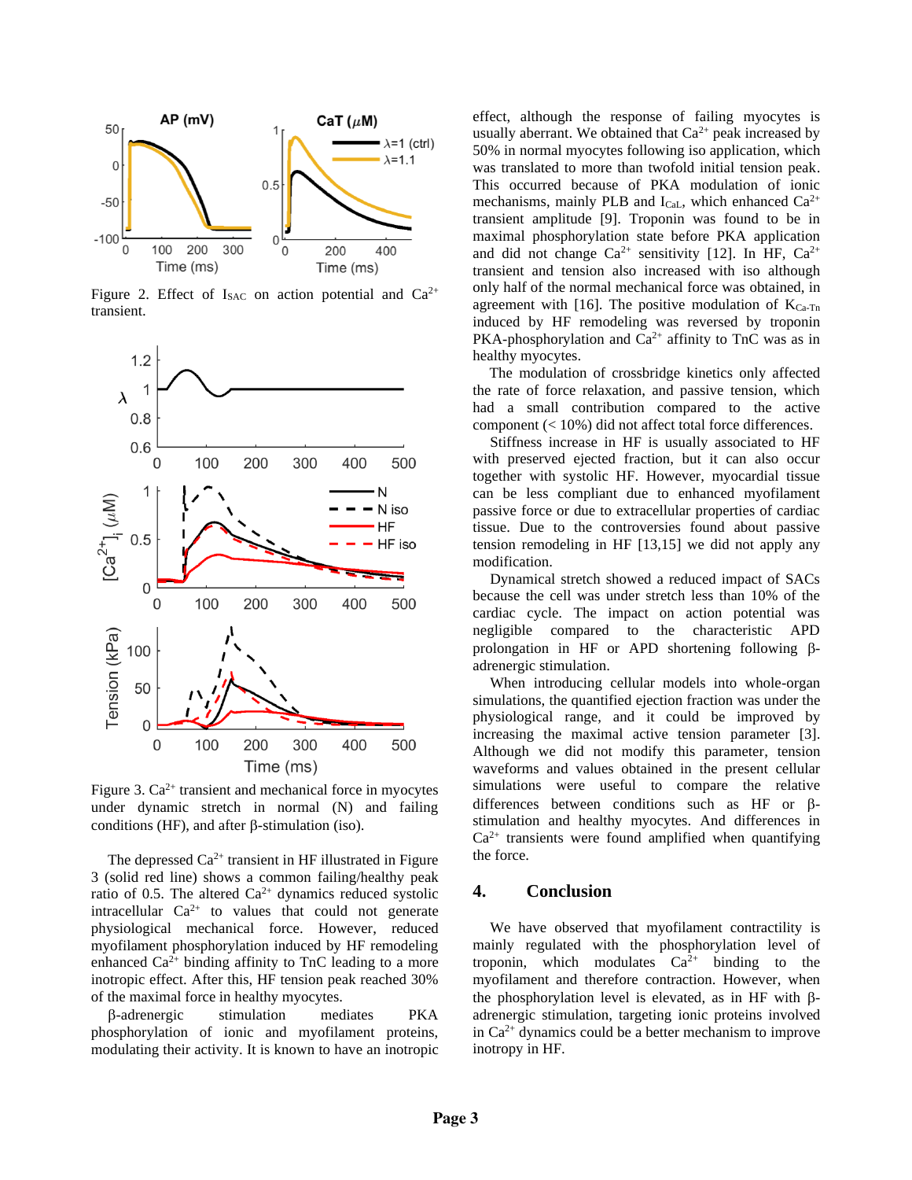Figure 2. Effect of $I_{SAC}$ on action potential and $Ca^{2+}$ transient.

Figure 3. $Ca^{2+}$ transient and mechanical force in myocytes under dynamic stretch in normal (N) and failing conditions (HF), and after β-stimulation (iso).

The depressed $Ca^{2+}$ transient in HF illustrated in Figure 3 (solid red line) shows a common failing/healthy peak ratio of 0.5. The altered $Ca^{2+}$ dynamics reduced systolic intracellular $Ca^{2+}$ to values that could not generate physiological mechanical force. However, reduced myofilament phosphorylation induced by HF remodeling enhanced $Ca^{2+}$ binding affinity to TnC leading to a more inotropic effect. After this, HF tension peak reached 30% of the maximal force in healthy myocytes.

β-adrenergic stimulation mediates PKA phosphorylation of ionic and myofilament proteins, modulating their activity. It is known to have an inotropic effect, although the response of failing myocytes is usually aberrant. We obtained that $Ca^{2+}$ peak increased by 50% in normal myocytes following iso application, which was translated to more than twofold initial tension peak. This occurred because of PKA modulation of ionic mechanisms, mainly PLB and $I_{CaL}$, which enhanced $Ca^{2+}$ transient amplitude [9]. Troponin was found to be in maximal phosphorylation state before PKA application and did not change $Ca^{2+}$ sensitivity [12]. In HF, $Ca^{2+}$ transient and tension also increased with iso although only half of the normal mechanical force was obtained, in agreement with [16]. The positive modulation of $K_{Ca\text{-}Tn}$ induced by HF remodeling was reversed by troponin PKA-phosphorylation and $Ca^{2+}$ affinity to TnC was as in healthy myocytes.

The modulation of crossbridge kinetics only affected the rate of force relaxation, and passive tension, which had a small contribution compared to the active component (< 10%) did not affect total force differences.

Stiffness increase in HF is usually associated to HF with preserved ejected fraction, but it can also occur together with systolic HF. However, myocardial tissue can be less compliant due to enhanced myofilament passive force or due to extracellular properties of cardiac tissue. Due to the controversies found about passive tension remodeling in HF [13,15] we did not apply any modification.

Dynamical stretch showed a reduced impact of SACs because the cell was under stretch less than 10% of the cardiac cycle. The impact on action potential was negligible compared to the characteristic APD prolongation in HF or APD shortening following β-adrenergic stimulation.

When introducing cellular models into whole-organ simulations, the quantified ejection fraction was under the physiological range, and it could be improved by increasing the maximal active tension parameter [3]. Although we did not modify this parameter, tension waveforms and values obtained in the present cellular simulations were useful to compare the relative differences between conditions such as HF or β-stimulation and healthy myocytes. And differences in $Ca^{2+}$ transients were found amplified when quantifying the force.

## 4. Conclusion

We have observed that myofilament contractility is mainly regulated with the phosphorylation level of troponin, which modulates $Ca^{2+}$ binding to the myofilament and therefore contraction. However, when the phosphorylation level is elevated, as in HF with β-adrenergic stimulation, targeting ionic proteins involved in $Ca^{2+}$ dynamics could be a better mechanism to improve inotropy in HF.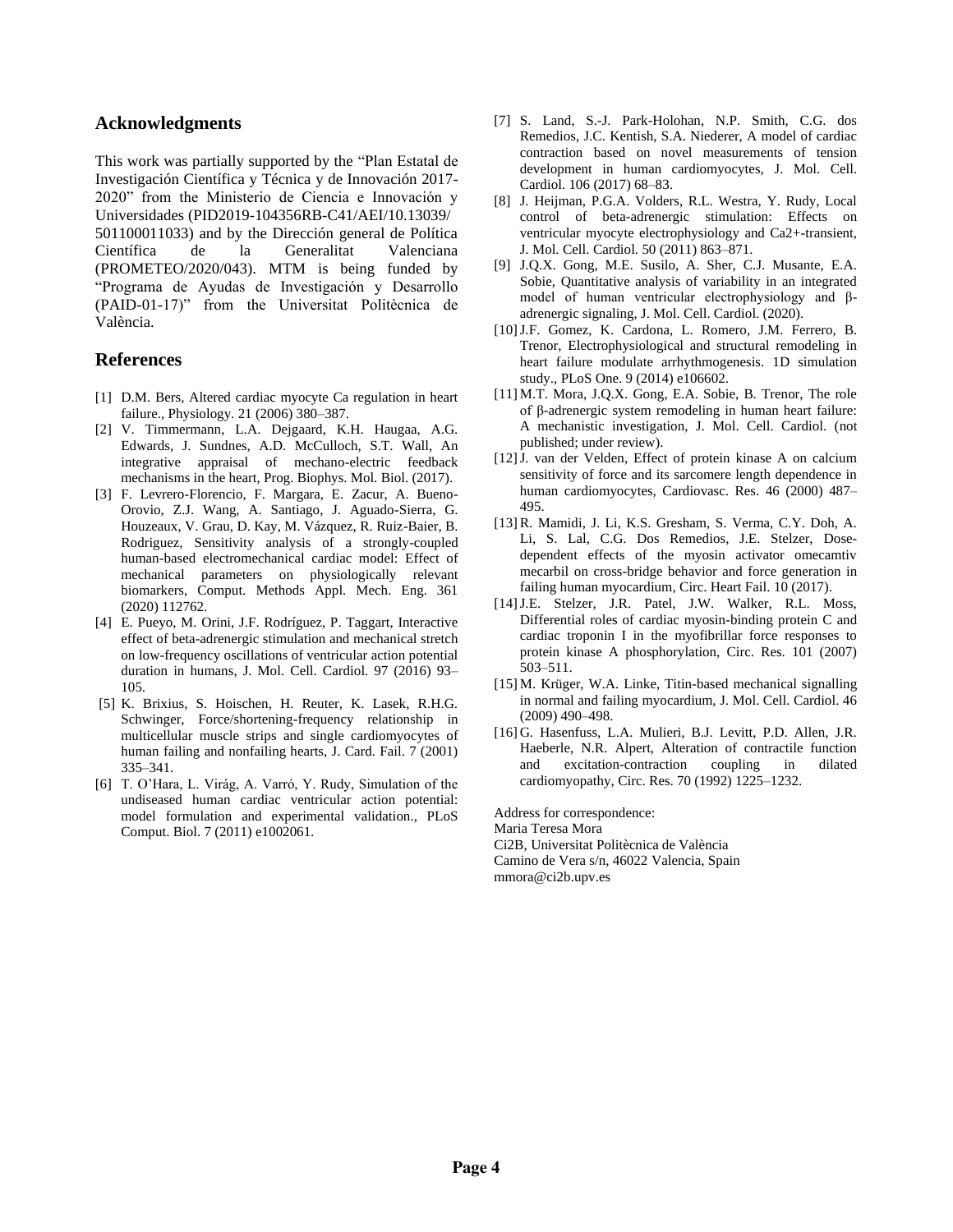## Acknowledgments

This work was partially supported by the "Plan Estatal de Investigación Científica y Técnica y de Innovación 2017-2020" from the Ministerio de Ciencia e Innovación y Universidades (PID2019-104356RB-C41/AEI/10.13039/501100011033) and by the Dirección general de Política Científica de la Generalitat Valenciana (PROMETEO/2020/043). MTM is being funded by "Programa de Ayudas de Investigación y Desarrollo (PAID-01-17)" from the Universitat Politècnica de València.

## References

[1] D.M. Bers, Altered cardiac myocyte Ca regulation in heart failure., Physiology. 21 (2006) 380–387.

[2] V. Timmermann, L.A. Dejgaard, K.H. Haugaa, A.G. Edwards, J. Sundnes, A.D. McCulloch, S.T. Wall, An integrative appraisal of mechano-electric feedback mechanisms in the heart, Prog. Biophys. Mol. Biol. (2017).

[3] F. Levrero-Florencio, F. Margara, E. Zacur, A. Bueno-Orovio, Z.J. Wang, A. Santiago, J. Aguado-Sierra, G. Houzeaux, V. Grau, D. Kay, M. Vázquez, R. Ruiz-Baier, B. Rodriguez, Sensitivity analysis of a strongly-coupled human-based electromechanical cardiac model: Effect of mechanical parameters on physiologically relevant biomarkers, Comput. Methods Appl. Mech. Eng. 361 (2020) 112762.

[4] E. Pueyo, M. Orini, J.F. Rodríguez, P. Taggart, Interactive effect of beta-adrenergic stimulation and mechanical stretch on low-frequency oscillations of ventricular action potential duration in humans, J. Mol. Cell. Cardiol. 97 (2016) 93–105.

[5] K. Brixius, S. Hoischen, H. Reuter, K. Lasek, R.H.G. Schwinger, Force/shortening-frequency relationship in multicellular muscle strips and single cardiomyocytes of human failing and nonfailing hearts, J. Card. Fail. 7 (2001) 335–341.

[6] T. O'Hara, L. Virág, A. Varró, Y. Rudy, Simulation of the undiseased human cardiac ventricular action potential: model formulation and experimental validation., PLoS Comput. Biol. 7 (2011) e1002061.

[7] S. Land, S.-J. Park-Holohan, N.P. Smith, C.G. dos Remedios, J.C. Kentish, S.A. Niederer, A model of cardiac contraction based on novel measurements of tension development in human cardiomyocytes, J. Mol. Cell. Cardiol. 106 (2017) 68–83.

[8] J. Heijman, P.G.A. Volders, R.L. Westra, Y. Rudy, Local control of beta-adrenergic stimulation: Effects on ventricular myocyte electrophysiology and Ca2+-transient, J. Mol. Cell. Cardiol. 50 (2011) 863–871.

[9] J.Q.X. Gong, M.E. Susilo, A. Sher, C.J. Musante, E.A. Sobie, Quantitative analysis of variability in an integrated model of human ventricular electrophysiology and β-adrenergic signaling, J. Mol. Cell. Cardiol. (2020).

[10] J.F. Gomez, K. Cardona, L. Romero, J.M. Ferrero, B. Trenor, Electrophysiological and structural remodeling in heart failure modulate arrhythmogenesis. 1D simulation study., PLoS One. 9 (2014) e106602.

[11] M.T. Mora, J.Q.X. Gong, E.A. Sobie, B. Trenor, The role of β-adrenergic system remodeling in human heart failure: A mechanistic investigation, J. Mol. Cell. Cardiol. (not published; under review).

[12] J. van der Velden, Effect of protein kinase A on calcium sensitivity of force and its sarcomere length dependence in human cardiomyocytes, Cardiovasc. Res. 46 (2000) 487–495.

[13] R. Mamidi, J. Li, K.S. Gresham, S. Verma, C.Y. Doh, A. Li, S. Lal, C.G. Dos Remedios, J.E. Stelzer, Dose-dependent effects of the myosin activator omecamtiv mecarbil on cross-bridge behavior and force generation in failing human myocardium, Circ. Heart Fail. 10 (2017).

[14] J.E. Stelzer, J.R. Patel, J.W. Walker, R.L. Moss, Differential roles of cardiac myosin-binding protein C and cardiac troponin I in the myofibrillar force responses to protein kinase A phosphorylation, Circ. Res. 101 (2007) 503–511.

[15] M. Krüger, W.A. Linke, Titin-based mechanical signalling in normal and failing myocardium, J. Mol. Cell. Cardiol. 46 (2009) 490–498.

[16] G. Hasenfuss, L.A. Mulieri, B.J. Levitt, P.D. Allen, J.R. Haeberle, N.R. Alpert, Alteration of contractile function and excitation-contraction coupling in dilated cardiomyopathy, Circ. Res. 70 (1992) 1225–1232.

Address for correspondence:
Maria Teresa Mora
Ci2B, Universitat Politècnica de València
Camino de Vera s/n, 46022 Valencia, Spain
mmora@ci2b.upv.es